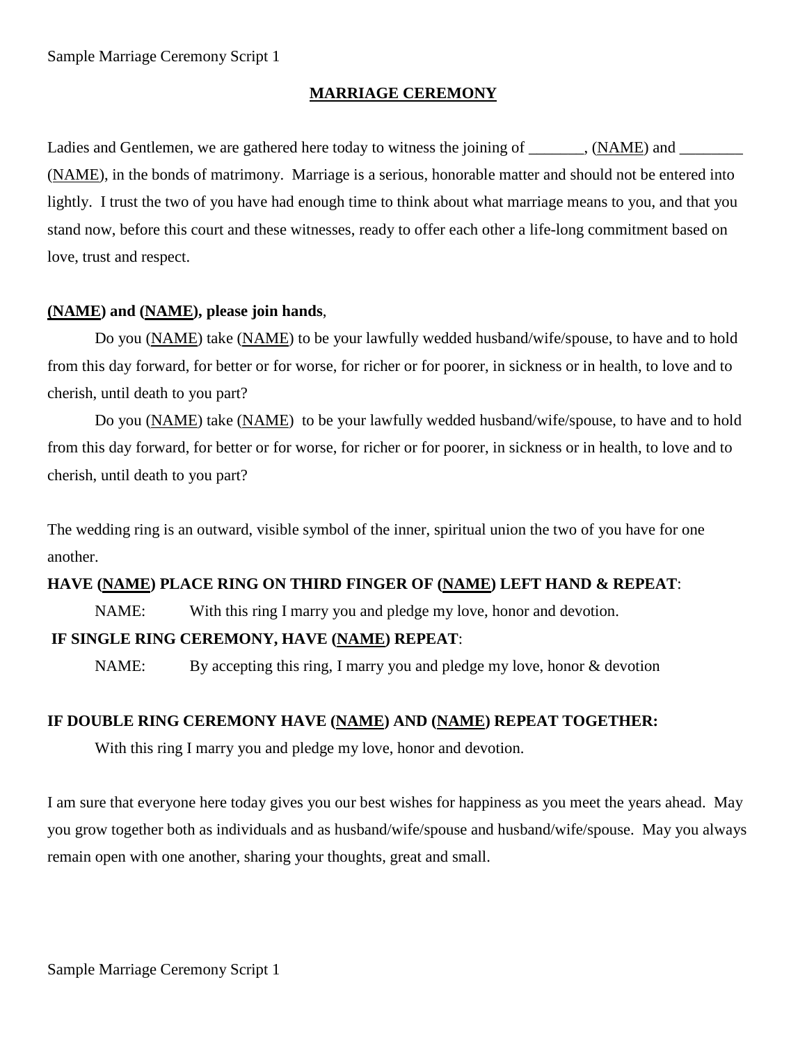# MARRIAGE CEREMONY

Ladies and Gentlemen, we are gathered here today to witness the joining of _______, (NAME) and ________ (NAME), in the bonds of matrimony. Marriage is a serious, honorable matter and should not be entered into lightly. I trust the two of you have had enough time to think about what marriage means to you, and that you stand now, before this court and these witnesses, ready to offer each other a life-long commitment based on love, trust and respect.

**(NAME) and (NAME), please join hands**,

Do you (NAME) take (NAME) to be your lawfully wedded husband/wife/spouse, to have and to hold from this day forward, for better or for worse, for richer or for poorer, in sickness or in health, to love and to cherish, until death to you part?

Do you (NAME) take (NAME) to be your lawfully wedded husband/wife/spouse, to have and to hold from this day forward, for better or for worse, for richer or for poorer, in sickness or in health, to love and to cherish, until death to you part?

The wedding ring is an outward, visible symbol of the inner, spiritual union the two of you have for one another.

**HAVE (NAME) PLACE RING ON THIRD FINGER OF (NAME) LEFT HAND & REPEAT**:

NAME: With this ring I marry you and pledge my love, honor and devotion.

**IF SINGLE RING CEREMONY, HAVE (NAME) REPEAT**:

NAME: By accepting this ring, I marry you and pledge my love, honor & devotion

**IF DOUBLE RING CEREMONY HAVE (NAME) AND (NAME) REPEAT TOGETHER:**

With this ring I marry you and pledge my love, honor and devotion.

I am sure that everyone here today gives you our best wishes for happiness as you meet the years ahead. May you grow together both as individuals and as husband/wife/spouse and husband/wife/spouse. May you always remain open with one another, sharing your thoughts, great and small.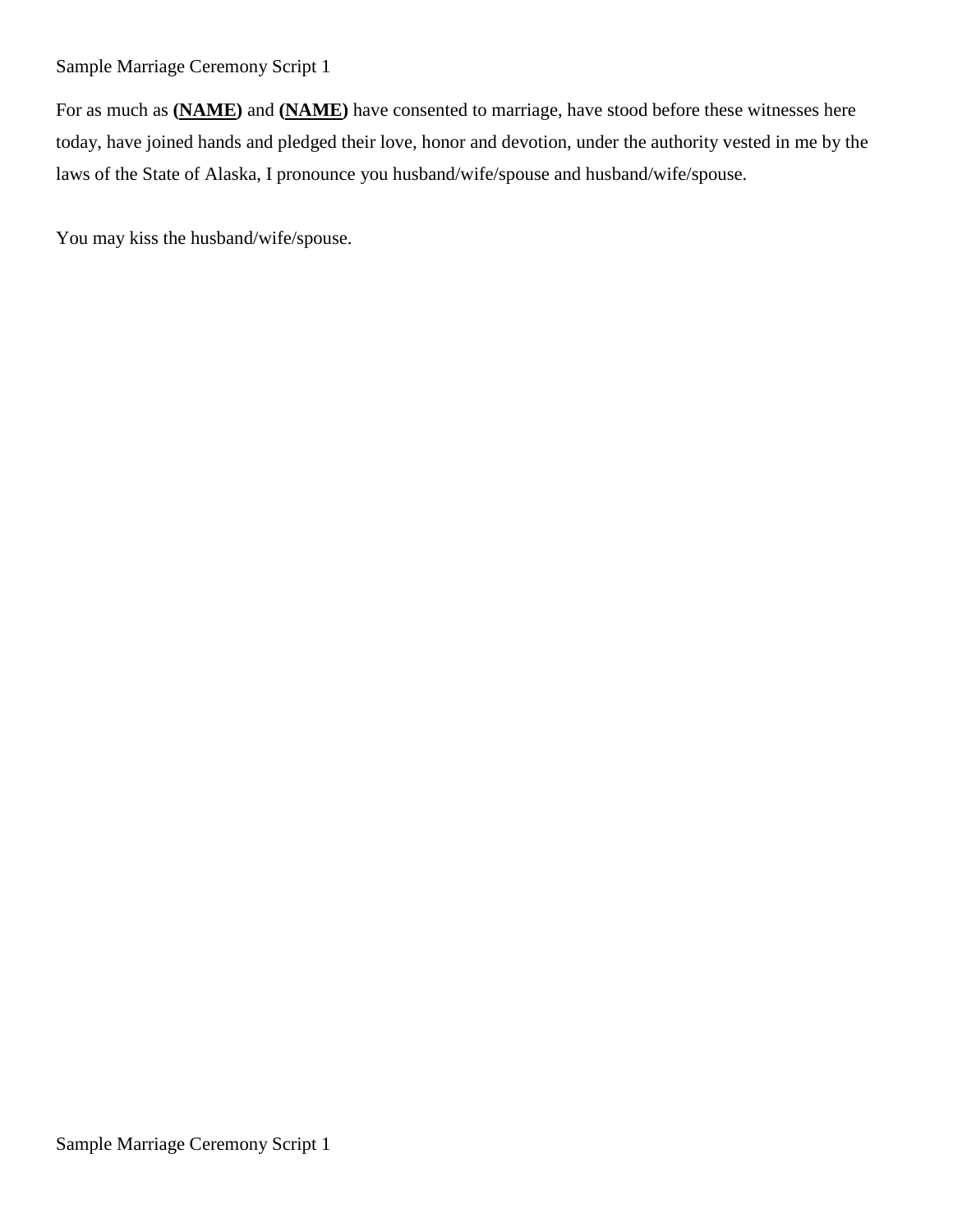Sample Marriage Ceremony Script 1

For as much as **(NAME)** and **(NAME)** have consented to marriage, have stood before these witnesses here today, have joined hands and pledged their love, honor and devotion, under the authority vested in me by the laws of the State of Alaska, I pronounce you husband/wife/spouse and husband/wife/spouse.

You may kiss the husband/wife/spouse.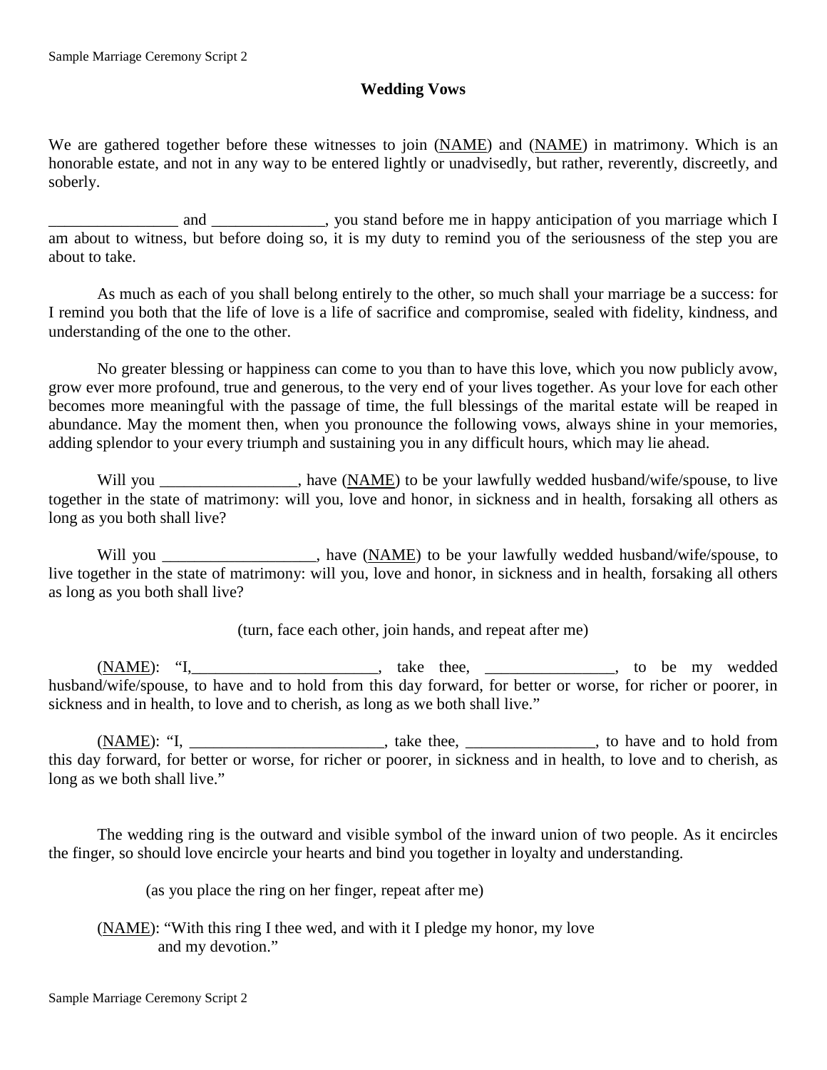## Wedding Vows

We are gathered together before these witnesses to join (NAME) and (NAME) in matrimony. Which is an honorable estate, and not in any way to be entered lightly or unadvisedly, but rather, reverently, discreetly, and soberly.

________________ and ______________, you stand before me in happy anticipation of you marriage which I am about to witness, but before doing so, it is my duty to remind you of the seriousness of the step you are about to take.

As much as each of you shall belong entirely to the other, so much shall your marriage be a success: for I remind you both that the life of love is a life of sacrifice and compromise, sealed with fidelity, kindness, and understanding of the one to the other.

No greater blessing or happiness can come to you than to have this love, which you now publicly avow, grow ever more profound, true and generous, to the very end of your lives together. As your love for each other becomes more meaningful with the passage of time, the full blessings of the marital estate will be reaped in abundance. May the moment then, when you pronounce the following vows, always shine in your memories, adding splendor to your every triumph and sustaining you in any difficult hours, which may lie ahead.

Will you _________________, have (NAME) to be your lawfully wedded husband/wife/spouse, to live together in the state of matrimony: will you, love and honor, in sickness and in health, forsaking all others as long as you both shall live?

Will you ___________________, have (NAME) to be your lawfully wedded husband/wife/spouse, to live together in the state of matrimony: will you, love and honor, in sickness and in health, forsaking all others as long as you both shall live?

(turn, face each other, join hands, and repeat after me)

(NAME): "I,_______________________, take thee, ________________, to be my wedded husband/wife/spouse, to have and to hold from this day forward, for better or worse, for richer or poorer, in sickness and in health, to love and to cherish, as long as we both shall live."

(NAME): "I, ________________________, take thee, ________________, to have and to hold from this day forward, for better or worse, for richer or poorer, in sickness and in health, to love and to cherish, as long as we both shall live."

The wedding ring is the outward and visible symbol of the inward union of two people. As it encircles the finger, so should love encircle your hearts and bind you together in loyalty and understanding.

(as you place the ring on her finger, repeat after me)

(NAME): "With this ring I thee wed, and with it I pledge my honor, my love and my devotion."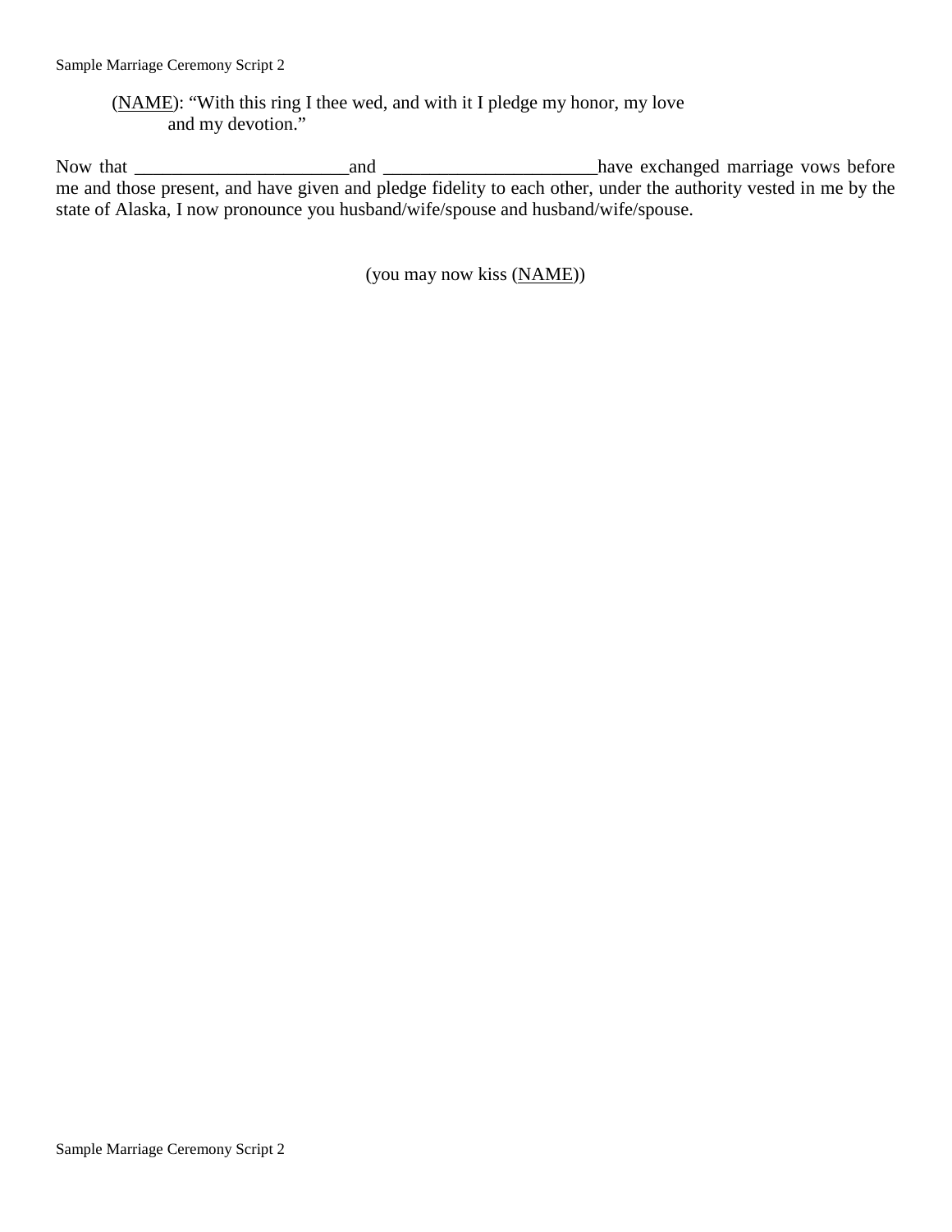(<u>NAME</u>): "With this ring I thee wed, and with it I pledge my honor, my love and my devotion."

Now that _______________________and _______________________have exchanged marriage vows before me and those present, and have given and pledge fidelity to each other, under the authority vested in me by the state of Alaska, I now pronounce you husband/wife/spouse and husband/wife/spouse.

(you may now kiss (<u>NAME</u>))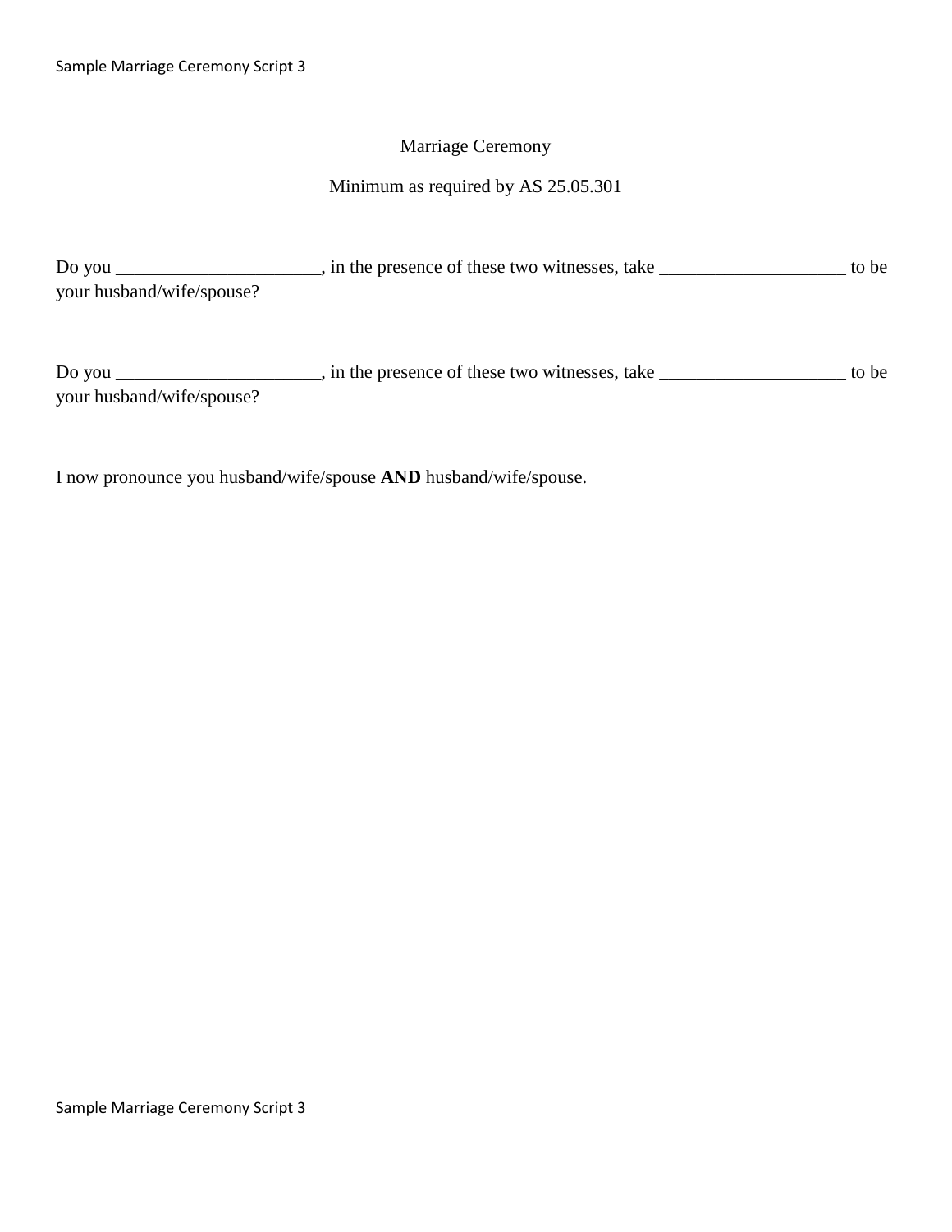Marriage Ceremony

Minimum as required by AS 25.05.301

Do you _____________________, in the presence of these two witnesses, take ___________________ to be your husband/wife/spouse?

Do you _____________________, in the presence of these two witnesses, take ___________________ to be your husband/wife/spouse?

I now pronounce you husband/wife/spouse **AND** husband/wife/spouse.